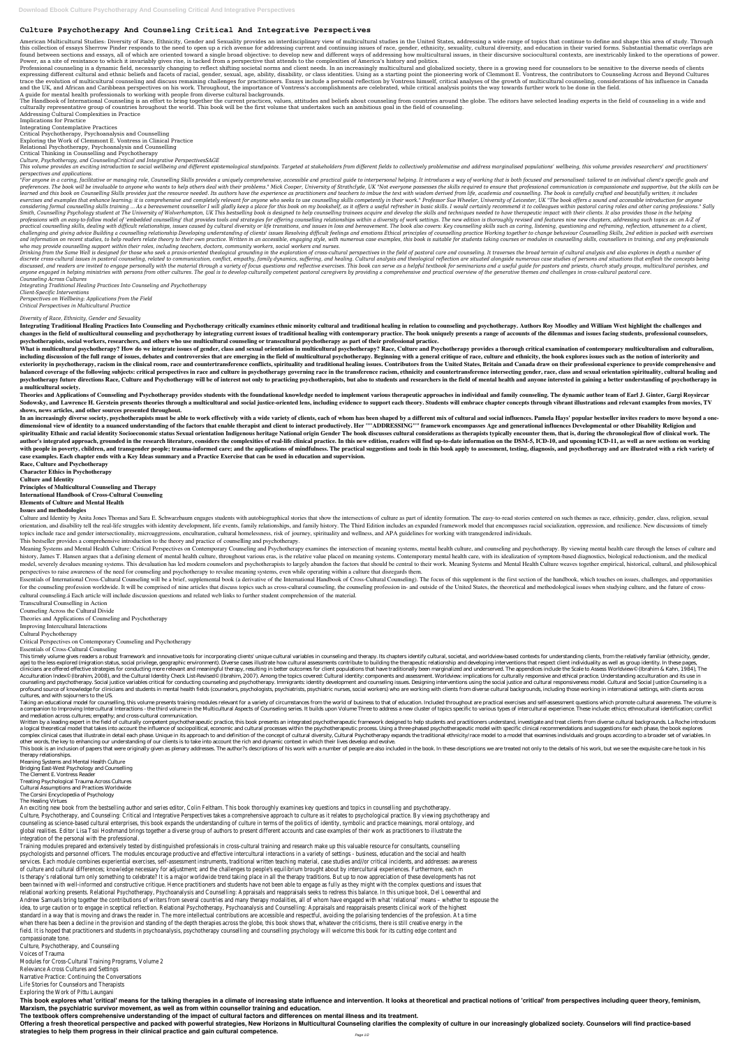# Culture Psychotherapy And Counseling Critical And Integrative Perspectives

American Multicultural Studies: Diversity of Race, Ethnicity, Gender and Sexuality provides an interdisciplinary view of multicultural studies in the United States, addressing a wide range of topics that continue to define and shape this area of study. Through this collection of essays Sherrow Pinder responds to the need to open up a rich avenue for addressing current and continuing issues of race, gender, ethnicity, sexuality, cultural diversity, and education in their varied forms. Substantial thematic overlaps are found between sections and essays, all of which are oriented toward a single broad objective: to develop new and different ways of addressing how multicultural issues, in their discursive sociocultural contexts, are inextricably linked to the operations of power. Power, as a site of resistance to which it invariably gives rise, is tacked from a perspective that attends to the complexities of America's history and politics.

Professional counseling is a dynamic field, necessarily changing to reflect shifting societal norms and client needs. In an increasingly multicultural and globalized society, there is a growing need for counselors to be sensitive to the diverse needs of clients expressing different cultural and ethnic beliefs and facets of racial, gender, sexual, age, ability, disability, or class identities. Using as a starting point the pioneering work of Clemmont E. Vontress, the contributors to Counseling Across and Beyond Cultures trace the evolution of multicultural counseling and discuss remaining challenges for practitioners. Essays include a personal reflection by Vontress himself, critical analyses of the growth of multicultural counseling, considerations of his influence in Canada and the UK, and African and Caribbean perspectives on his work. Throughout, the importance of Vontress's accomplishments are celebrated, while critical analysis points the way towards further work to be done in the field.

A guide for mental health professionals to working with people from diverse cultural backgrounds.

The Handbook of International Counseling is an effort to bring together the current practices, values, attitudes and beliefs about counseling from countries around the globe. The editors have selected leading experts in the field of counseling in a wide and culturally representative group of countries hroughout the world. This book will be the first volume that undertakes such an ambitious goal in the field of counseling.

Addressing Cultural Complexities in Practice
Implications for Practice
Integrating Contemplative Practices
Critical Psychotherapy, Psychoanalysis and Counselling
Exploring the Work of Clemmont E. Vontress in Clinical Practice
Relational Psychotherapy, Psychoanalysis and Counselling
Critical Thinking in Counselling and Psychotherapy
*Culture, Psychotherapy, and CounselingCritical and Integrative PerspectivesSAGE*

*This volume provides an exciting introduction to social wellbeing and different epistemological standpoints. Targeted at stakeholders from different fields to collectively problematise and address marginalised populations' wellbeing, this volume provides researchers' and practitioners' perspectives and applications.*

*"For anyone in a caring, facilitative or managing role, Counselling Skills provides a uniquely comprehensive, accessible and practical guide to interpersonal helping. It introduces a way of working that is both focused and personalised: tailored to an individual client's specific goals and preferences. The book will be invaluable to anyone who wants to help others deal with their problems." Mick Cooper, University of Strathclyde, UK "Not everyone possesses the skills required to ensure that professional communication is compassionate and supportive, but the skills can be learned and this book on Counselling Skills provides just the resource needed. Its authors have the experience as practitioners and teachers to imbue the text with wisdom derived from life, academia and counselling. The book is carefully crafted and beautifully written; it includes exercises and examples that enhance learning; it is comprehensive and completely relevant for anyone who seeks to use counselling skills competently in their work." Professor Sue Wheeler, University of Leicester, UK "The book offers a sound and accessible introduction for anyone considering formal counselling skills training ... As a bereavement counsellor I will gladly keep a place for this book on my bookshelf, as it offers a useful refresher in basic skills. I would certainly recommend it to colleagues within pastoral caring roles and other caring professions." Sally Smith, Counselling Psychology student at The University of Wolverhampton, UK This bestselling book is designed to help counselling trainees acquire and develop the skills and techniques needed to have therapeutic impact with their clients. It also provides those in the helping professions with an easy-to-follow model of 'embedded counselling' that provides tools and strategies for offering counselling relationships within a diversity of work settings. The new edition is thoroughly revised and features nine new chapters, addressing such topics as: an A-Z of practical counselling skills, dealing with difficult relationships, issues caused by cultural diversity or life transitions, and issues in loss and bereavement. The book also covers: Key counselling skills such as caring, listening, questioning and reframing, reflection, attunement to a client, challenging and giving advice Building a counselling relationship Developing understanding of clients' issues Resolving difficult feelings and emotions Ethical principles of counselling practice Working together to change behaviour Counselling Skills, 2nd edition is packed with exercises and information on recent studies, to help readers relate theory to their own practice. Written in an accessible, engaging style, with numerous case examples, this book is suitable for students taking courses or modules in counselling skills, counsellors in training, and any professionals who may provide counselling support within their roles, including teachers, doctors, community workers, social workers and nurses.*

*Drinking from the Same Well is designed for those who seek a praxis-oriented theological grounding in the exploration of cross-cultural perspectives in the field of pastoral care and counseling. It traverses the broad terrain of cultural analysis and also explores in depth a number of discrete cross-cultural issues in pastoral counseling, related to communication, conflict, empathy, family dynamics, suffering, and healing. Cultural analysis and theological reflection are situated alongside numerous case studies of persons and situations that enflesh the concepts being discussed, and readers are invited to engage personally with the material through a variety of focus questions and reflective exercises. This book can serve as a helpful textbook for seminarians and a useful guide for pastors and priests, church study groups, multicultural parishes, and anyone engaged in helping ministries with persons from other cultures. The goal is to develop culturally competent pastoral caregivers by providing a comprehensive and practical overview of the generative themes and challenges in cross-cultural pastoral care.*

*Counseling Across Cultures*
*Integrating Traditional Healing Practices Into Counseling and Psychotherapy*
*Client-Specific Interventions*
*Perspectives on Wellbeing: Applications from the Field*
*Critical Perspectives in Multicultural Practice*

*Diversity of Race, Ethnicity, Gender and Sexuality*

**Integrating Traditional Healing Practices Into Counseling and Psychotherapy critically examines ethnic minority cultural and traditional healing in relation to counseling and psychotherapy. Authors Roy Moodley and William West highlight the challenges and changes in the field of multicultural counseling and psychotherapy by integrating current issues of traditional healing with contemporary practice. The book uniquely presents a range of accounts of the dilemmas and issues facing students, professional counselors, psychotherapists, social workers, researchers, and others who use multicultural counseling or transcultural psychotherapy as part of their professional practice.**

**What is multicultural psychotherapy? How do we integrate issues of gender, class and sexual orientation in multicultural psychotherapy? Race, Culture and Psychotherapy provides a thorough critical examination of contemporary multiculturalism and culturalism, including discussion of the full range of issues, debates and controversies that are emerging in the field of multicultural psychotherapy. Beginning with a general critique of race, culture and ethnicity, the book explores issues such as the notion of interiority and exteriority in psychotherapy, racism in the clinical room, race and countertransference conflicts, spirituality and traditional healing issues. Contributors from the United States, Britain and Canada draw on their professional experience to provide comprehensive and balanced coverage of the following subjects: critical perspectives in race and culture in psychotherapy governing race in the transference racism, ethnicity and countertransference intersecting gender, race, class and sexual orientation spirituality, cultural healing and psychotherapy future directions Race, Culture and Psychotherapy will be of interest not only to practicing psychotherapists, but also to students and researchers in the field of mental health and anyone interested in gaining a better understanding of psychotherapy in a multicultural society.**

**Theories and Applications of Counseling and Psychotherapy provides students with the foundational knowledge needed to implement various therapeutic approaches in individual and family counseling. The dynamic author team of Earl J. Ginter, Gargi Roysircar Sodowsky, and Lawrence H. Gerstein presents theories through a multicultural and social justice-oriented lens, including evidence to support each theory. Students will embrace chapter concepts through vibrant illustrations and relevant examples from movies, TV shows, news articles, and other sources presented throughout.**

**In an increasingly diverse society, psychotherapists must be able to work effectively with a wide variety of clients, each of whom has been shaped by a different mix of cultural and social influences. Pamela Hays' popular bestseller invites readers to move beyond a one-dimensional view of identity to a nuanced understanding of the factors that enable therapist and client to interact productively. Her ""ADDRESSING"" framework encompasses Age and generational influences Developmental or other Disability Religion and spirituality Ethnic and racial identity Socioeconomic status Sexual orientation Indigenous heritage National origin Gender The book discusses cultural considerations as therapists typically encounter them, that is, during the chronological flow of clinical work. The author's integrated approach, grounded in the research literature, considers the complexities of real-life clinical practice. In this new edition, readers will find up-to-date information on the DSM-5, ICD-10, and upcoming ICD-11, as well as new sections on working with people in poverty, children, and transgender people; trauma-informed care; and the applications of mindfulness. The practical suggestions and tools in this book apply to assessment, testing, diagnosis, and psychotherapy and are illustrated with a rich variety of case examples. Each chapter ends with a Key Ideas summary and a Practice Exercise that can be used in education and supervision.**

**Race, Culture and Psychotherapy**
**Character Ethics in Psychotherapy**
**Culture and Identity**
**Principles of Multicultural Counseling and Therapy**
**International Handbook of Cross-Cultural Counseling**
**Elements of Culture and Mental Health**
**Issues and methodologies**

Culture and Identity by Anita Jones Thomas and Sara E. Schwarzbaum engages students with autobiographical stories that show the intersections of culture as part of identity formation. The easy-to-read stories centered on such themes as race, ethnicity, gender, class, religion, sexual orientation, and disability tell the real-life struggles with identity development, life events, family relationships, and family history. The Third Edition includes an expanded framework model that encompasses racial socialization, oppression, and resilience. New discussions of timely topics include race and gender intersectionality, microaggressions, enculturation, cultural homelessness, risk of journey, spirituality and wellness, and APA guidelines for working with transgendered individuals.

This bestseller provides a comprehensive introduction to the theory and practice of counselling and psychotherapy.

Meaning Systems and Mental Health Culture: Critical Perspectives on Contemporary Counseling and Psychotherapy examines the intersection of meaning systems, mental health culture, and counseling and psychotherapy. By viewing mental health care through the lenses of culture and history, James T. Hansen argues that a defining element of mental health culture, throughout various eras, is the relative value placed on meaning systems. Contemporary mental health care, with its idealization of symptom-based diagnostics, biological reductionism, and the medical model, severely devalues meaning systems. This devaluation has led modern counselors and psychotherapists to largely abandon the factors that should be central to their work. Meaning Systems and Mental Health Culture weaves together empirical, historical, cultural, and philosophical perspectives to raise awareness of the need for counseling and psychotherapy to revalue meaning systems, even while operating within a culture that disregards them.

Essentials of International Cross-Cultural Counseling will be a brief, supplemental book (a derivative of the International Handbook of Cross-Cultural Counseling). The focus of this supplement is the first section of the handbook, which touches on issues, challenges, and opportunities for the counseling profession worldwide. It will be comprised of nine articles that discuss topics such as cross-cultural counseling, the counseling profession in- and outside of the United States, the theoretical and methodological issues when studying culture, and the future of cross-cultural counseling.á Each article will include discussion questions and related web links to further student comprehension of the material.

Transcultural Counselling in Action
Counseling Across the Cultural Divide
Theories and Applications of Counseling and Psychotherapy
Improving Intercultural Interactions
Cultural Psychotherapy
Critical Perspectives on Contemporary Counseling and Psychotherapy
Essentials of Cross-Cultural Counseling

This timely volume gives readers a robust framework and innovative tools for incorporating clients' unique cultural variables in counseling and therapy. Its chapters identify cultural, societal, and worldview-based contexts for understanding clients, from the relatively familiar (ethnicity, gender, age) to the less explored (migration status, social privilege, geographic environment). Diverse cases illustrate how cultural assessments contribute to building the therapeutic relationship and developing interventions that respect client individuality as well as group identity. In these pages, clinicians are offered effective strategies for conducting more relevant and meaningful therapy, resulting in better outcomes for client populations that have traditionally been marginalized and underserved. The appendices include the Scale to Assess Worldview© (Ibrahim & Kahn, 1984), The Acculturation Index© (Ibrahim, 2008), and the Cultural Identity Check List-Revised© (Ibrahim, 2007). Among the topics covered: Cultural identity: components and assessment. Worldview: implications for culturally responsive and ethical practice. Understanding acculturation and its use in counseling and psychotherapy. Social justice variables critical for conducting counseling and psychotherapy. Immigrants: identity development and counseling issues. Designing interventions using the social justice and cultural responsiveness model. Cultural and Social Justice Counseling is a profound source of knowledge for clinicians and students in mental health fields (counselors, psychologists, psychiatrists, psychiatric nurses, social workers) who are working with clients from diverse cultural backgrounds, including those working in international settings, with clients across cultures, and with sojourners to the US.

Taking an educational model for counselling, this volume presents training modules relevant for a variety of circumstances from the world of business to that of education. Included throughout are practical exercises and self-assessment questions which promote cultural awareness. The volume is a companion to Improving Intercultural Interactions - the third volume in the Multicultural Aspects of Counseling series. It builds upon Volume Three to address a new cluster of topics specific to various types of intercultural experience. These include: ethnic identity; ethnocultural identification; conflict and mediation across cultures; empathy; and cross-cultural communication.

Written by a leading expert in the field of culturally competent psychotherapeutic practice, this book presents an integrated psychotherapeutic framework designed to help students and practitioners understand, investigate and treat clients from diverse cultural backgrounds. La Roche introduces a logical theoretical model that takes into account the influence of sociopolitical, economic and cultural processes within the psychotherapeutic process. Using a three-phased psychotherapeutic model with specific clinical recommendations and suggestions for each phase, the book explores complex clinical cases that illustrate in detail each phase. Unique in its approach to and definition of the concept of cultural diversity, Cultural Psychotherapy expands the traditional ethnicity/race model to a model that examines individuals and groups according to a broader set of variables. In other words, the key to enhancing our understanding of our clients is to take into account the rich and dynamic context in which their lives develop and evolve.

This book is an inclusion of papers that were originally given as plenary addresses. The author?s descriptions of his work with a number of people are also included in the book. In these descriptions we are treated not only to the details of his work, but we see the exquisite care he took in his therapy relationships.

Meaning Systems and Mental Health Culture
Bridging East-West Psychology and Counselling
The Clement E. Vontress Reader
Treating Psychological Trauma Across Cultures
Cultural Assumptions and Practices Worldwide
The Corsini Encyclopedia of Psychology
The Healing Virtues

An exciting new book from the bestselling author and series editor, Colin Feltham. This book thoroughly examines key questions and topics in counselling and psychotherapy.

Culture, Psychotherapy, and Counseling: Critical and Integrative Perspectives takes a comprehensive approach to culture as it relates to psychological practice. By viewing psychotherapy and counseling as science-based cultural enterprises, this book expands the understanding of culture in terms of the politics of identity, symbolic and practice meanings, moral ontology, and global realities. Editor Lisa Tsoi Hoshmand brings together a diverse group of authors to present different accounts and case examples of their work as practitioners to illustrate the integration of the personal with the professional.

Training modules prepared and extensively tested by distinguished professionals in cross-cultural training and research make up this valuable resource for consultants, counselling psychologists and personnel officers. The modules encourage productive and effective intercultural interactions in a variety of settings - business, education and the social and health services. Each module combines experiential exercises, self-assessment instruments, traditional written teaching material, case studies and/or critical incidents, and addresses: awareness of culture and cultural differences; knowledge necessary for adjustment; and the challenges to people's equilibrium brought about by intercultural experiences. Furthermore, each m

Is therapy's relational turn only something to celebrate? It is a major worldwide trend taking place in all the therapy traditions. But up to now appreciation of these developments has not been twinned with well-informed and constructive critique. Hence practitioners and students have not been able to engage as fully as they might with the complex questions and issues that relational working presents. Relational Psychotherapy, Psychoanalysis and Counselling: Appraisals and reappraisals seeks to redress this balance. In this unique book, Del Loewenthal and Andrew Samuels bring together the contributions of writers from several countries and many therapy modalities, all of whom have engaged with what 'relational' means – whether to espouse the idea, to urge caution or to engage in sceptical reflection. Relational Psychotherapy, Psychoanalysis and Counselling: Appraisals and reappraisals presents clinical work of the highest standard in a way that is moving and draws the reader in. The more intellectual contributions are accessible and respectful, avoiding the polarising tendencies of the profession. At a time when there has been a decline in the provision and standing of the depth therapies across the globe, this book shows that, whatever the criticisms, there is still creative energy in the field. It is hoped that practitioners and students in psychoanalysis, psychotherapy counselling and counselling psychology will welcome this book for its cutting edge content and compassionate tone.

Culture, Psychotherapy, and Counseling
Voices of Trauma
Modules for Cross-Cultural Training Programs, Volume 2
Relevance Across Cultures and Settings
Narrative Practice: Continuing the Conversations
Life Stories for Counselors and Therapists
Exploring the Work of Pittu Laungani

**This book explores what 'critical' means for the talking therapies in a climate of increasing state influence and intervention. It looks at theoretical and practical notions of 'critical' from perspectives including queer theory, feminism, Marxism, the psychiatric survivor movement, as well as from within counsellor training and education.**

**The textbook offers comprehensive understanding of the impact of cultural factors and differences on mental illness and its treatment.**

**Offering a fresh theoretical perspective and packed with powerful strategies, New Horizons in Multicultural Counseling clarifies the complexity of culture in our increasingly globalized society. Counselors will find practice-based strategies to help them progress in their clinical practice and gain cultural competence.**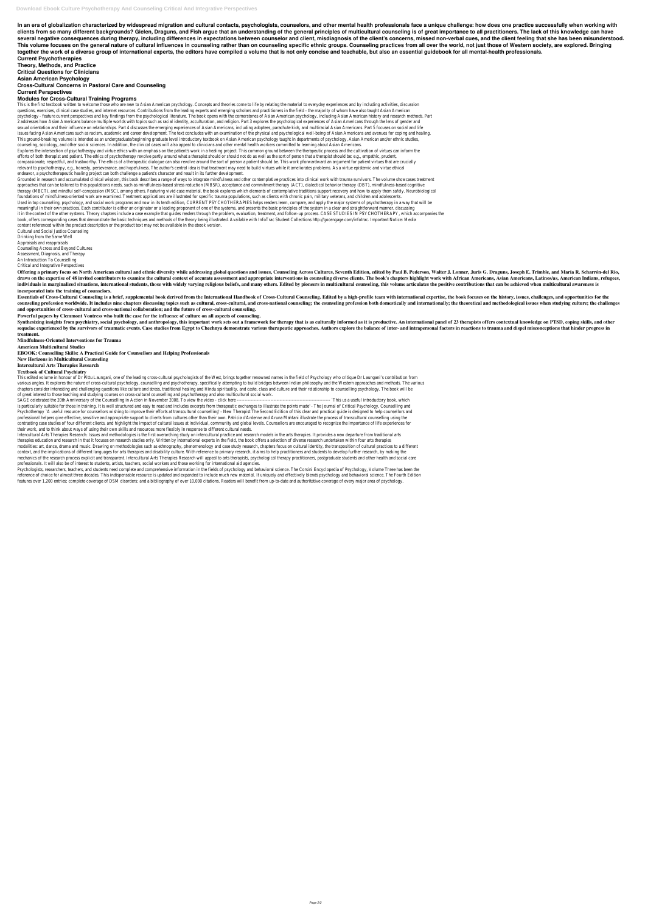**In an era of globalization characterized by widespread migration and cultural contacts, psychologists, counselors, and other mental health professionals face a unique challenge: how does one practice successfully when working with clients from so many different backgrounds? Gielen, Draguns, and Fish argue that an understanding of the general principles of multicultural counseling is of great importance to all practitioners. The lack of this knowledge can have several negative consequences during therapy, including differences in expectations between counselor and client, misdiagnosis of the client's concerns, missed non-verbal cues, and the client feeling that she has been misunderstood. This volume focuses on the general nature of cultural influences in counseling rather than on counseling specific ethnic groups. Counseling practices from all over the world, not just those of Western society, are explored. Bringing together the work of a diverse group of international experts, the editors have compiled a volume that is not only concise and teachable, but also an essential guidebook for all mental-health professionals.**

**Current Psychotherapies**

**Theory, Methods, and Practice**

**Critical Questions for Clinicians**

**Asian American Psychology**

**Cross-Cultural Concerns in Pastoral Care and Counseling**

**Current Perspectives**

**Modules for Cross-Cultural Training Programs**

This is the first textbook written to welcome those who are new to Asian American psychology. Concepts and theories come to life by relating the material to everyday experiences and by including activities, discussion questions, exercises, clinical case studies, and internet resources. Contributions from the leading experts and emerging scholars and practitioners in the field - the majority of whom have also taught Asian American psychology - feature current perspectives and key findings from the psychological literature. The book opens with the cornerstones of Asian American psychology, including Asian American history and research methods. Part 2 addresses how Asian Americans balance multiple worlds with topics such as racial identity, acculturation, and religion. Part 3 explores the psychological experiences of Asian Americans through the lens of gender and sexual orientation and their influence on relationships. Part 4 discusses the emerging experiences of Asian Americans, including adoptees, parachute kids, and multiracial Asian Americans. Part 5 focuses on social and life issues facing Asian Americans such as racism, academic and career development. The text concludes with an examination of the physical and psychological well-being of Asian Americans and avenues for coping and healing. This ground-breaking volume is intended as an undergraduate/beginning graduate level introductory textbook on Asian American psychology taught in departments of psychology, Asian American and/or ethnic studies, counseling, sociology, and other social sciences. In addition, the clinical cases will also appeal to clinicians and other mental health workers committed to learning about Asian Americans.

Explores the intersection of psychotherapy and virtue ethics with an emphasis on the patient's work in a healing project. This common ground between the therapeutic process and the cultivation of virtues can inform the efforts of both therapist and patient. The ethics of psychotherapy revolve partly around what a therapist should or should not do as well as the sort of person that a therapist should be: e.g., empathic, prudent, compassionate, respectful, and trustworthy. The ethics of a therapeutic dialogue can also revolve around the sort of person a patient should be. This work pforwardward an argument for patient virtues that are crucially relevant to psychotherapy, e.g., honesty, perseverance, and hopefulness. The author's central idea is that treatment may need to build virtues while it ameliorates problems. As a virtue epistemic and virtue ethical endeavor, a psychotherapeutic healing project can both challenge a patient's character and result in its further development.

Grounded in research and accumulated clinical wisdom, this book describes a range of ways to integrate mindfulness and other contemplative practices into clinical work with trauma survivors. The volume showcases treatment approaches that can be tailored to this population's needs, such as mindfulness-based stress reduction (MBSR), acceptance and commitment therapy (ACT), dialectical behavior therapy (DBT), mindfulness-based cognitive therapy (MBCT), and mindful self-compassion (MSC), among others. Featuring vivid case material, the book explores which elements of contemplative traditions support recovery and how to apply them safely. Neurobiological foundations of mindfulness-oriented work are examined. Treatment applications are illustrated for specific trauma populations, such as clients with chronic pain, military veterans, and children and adolescents.

Used in top counseling, psychology, and social work programs and now in its tenth edition, CURRENT PSYCHOTHERAPIES helps readers learn, compare, and apply the major systems of psychotherapy in a way that will be meaningful in their own practices. Each contributor is either an originator or a leading proponent of one of the systems, and presents the basic principles of the system in a clear and straightforward manner, discussing it in the context of the other systems. Theory chapters include a case example that guides readers through the problem, evaluation, treatment, and follow-up process. CASE STUDIES IN PSYCHOTHERAPY, which accompanies the book, offers corresponding cases that demonstrate the basic techniques and methods of the theory being illustrated. Available with InfoTrac Student Collections http://gocengage.com/infotrac. Important Notice: Media content referenced within the product description or the product text may not be available in the ebook version.

Cultural and Social Justice Counseling

Drinking from the Same Well

Appraisals and reappraisals

Counseling Across and Beyond Cultures

Assessment, Diagnosis, and Therapy

An Introduction To Counselling

Critical and Integrative Perspectives

**Offering a primary focus on North American cultural and ethnic diversity while addressing global questions and issues, Counseling Across Cultures, Seventh Edition, edited by Paul B. Pederson, Walter J. Lonner, Juris G. Draguns, Joseph E. Trimble, and María R. Scharrón-del Río, draws on the expertise of 48 invited contributors to examine the cultural context of accurate assessment and appropriate interventions in counseling diverse clients. The book's chapters highlight work with African Americans, Asian Americans, Latinos/as, American Indians, refugees, individuals in marginalized situations, international students, those with widely varying religious beliefs, and many others. Edited by pioneers in multicultural counseling, this volume articulates the positive contributions that can be achieved when multicultural awareness is incorporated into the training of counselors.**

**Essentials of Cross-Cultural Counseling is a brief, supplemental book derived from the International Handbook of Cross-Cultural Counseling. Edited by a high-profile team with international expertise, the book focuses on the history, issues, challenges, and opportunities for the counseling profession worldwide. It includes nine chapters discussing topics such as cultural, cross-cultural, and cross-national counseling; the counseling profession both domestically and internationally; the theoretical and methodological issues when studying culture; the challenges and opportunities of cross-cultural and cross-national collaboration; and the future of cross-cultural counseling.**

**Powerful papers by Clemmont Vontress who built the case for the influence of culture on all aspects of counseling.**

**Synthesizing insights from psychiatry, social psychology, and anthropology, this important work sets out a framework for therapy that is as culturally informed as it is productive. An international panel of 23 therapists offers contextual knowledge on PTSD, coping skills, and other sequelae experienced by the survivors of traumatic events. Case studies from Egypt to Chechnya demonstrate various therapeutic approaches. Authors explore the balance of inter- and intrapersonal factors in reactions to trauma and dispel misconceptions that hinder progress in treatment.**

**Mindfulness-Oriented Interventions for Trauma**

**American Multicultural Studies**

**EBOOK: Counselling Skills: A Practical Guide for Counsellors and Helping Professionals**

**New Horizons in Multicultural Counseling**

**Intercultural Arts Therapies Research**

**Textbook of Cultural Psychiatry**

This edited volume in honour of Dr Pittu Laungani, one of the leading cross-cultural psychologists of the West, brings together renowned names in the field of Psychology who critique Dr Laungani's contribution from various angles. It explores the nature of cross-cultural psychology, counselling and psychotherapy, specifically attempting to build bridges between Indian philosophy and the Western approaches and methods. The various chapters consider interesting and challenging questions like culture and stress, traditional healing and Hindu spirituality, and caste, class and culture and their relationship to counselling psychology. The book will be of great interest to those teaching and studying courses on cross-cultural counselling and psychotherapy and also multicultural social work.

SAGE celebrated the 20th Anniversary of the Counselling in Action in November 2008. To view the video - click here ------------------------------------------------------------ `This us a useful introductory book, which is particularly suitable for those in training. It is well structured and easy to read and includes excerpts from therapeutic exchanges to illustrate the points made' - The Journal of Critical Psychology, Counselling and Psychotherapy `A useful resource for counsellors wishing to improve their efforts at transcultural counselling' - New Therapist The Second Edition of this clear and practical guide is designed to help counsellors and professional helpers give effective, sensitive and appropriate support to clients from cultures other than their own. Patricia d'Ardenne and Aruna Mahtani illustrate the process of transcultural counselling using the contrasting case studies of four different clients, and highlight the impact of cultural issues at individual, community and global levels. Counsellors are encouraged to recognize the importance of life experiences for their work, and to think about ways of using their own skills and resources more flexibly in response to different cultural needs.

Intercultural Arts Therapies Research: Issues and methodologies is the first overarching study on intercultural practice and research models in the arts therapies. It provides a new departure from traditional arts therapies education and research in that it focuses on research studies only. Written by international experts in the field, the book offers a selection of diverse research undertaken within four arts therapies modalities: art, dance, drama and music. Drawing on methodologies such as ethnography, phenomenology and case study research, chapters focus on cultural identity, the transposition of cultural practices to a different context, and the implications of different languages for arts therapies and disability culture. With reference to primary research, it aims to help practitioners and students to develop further research, by making the mechanics of the research process explicit and transparent. Intercultural Arts Therapies Research will appeal to arts therapists, psychological therapy practitioners, postgraduate students and other health and social care professionals. It will also be of interest to students, artists, teachers, social workers and those working for international aid agencies.

Psychologists, researchers, teachers, and students need complete and comprehensive information in the fields of psychology and behavioral science. The Corsini Encyclopedia of Psychology, Volume Three has been the reference of choice for almost three decades. This indispensable resource is updated and expanded to include much new material. It uniquely and effectively blends psychology and behavioral science. The Fourth Edition features over 1,200 entries; complete coverage of DSM disorders; and a bibliography of over 10,000 citations. Readers will benefit from up-to-date and authoritative coverage of every major area of psychology.